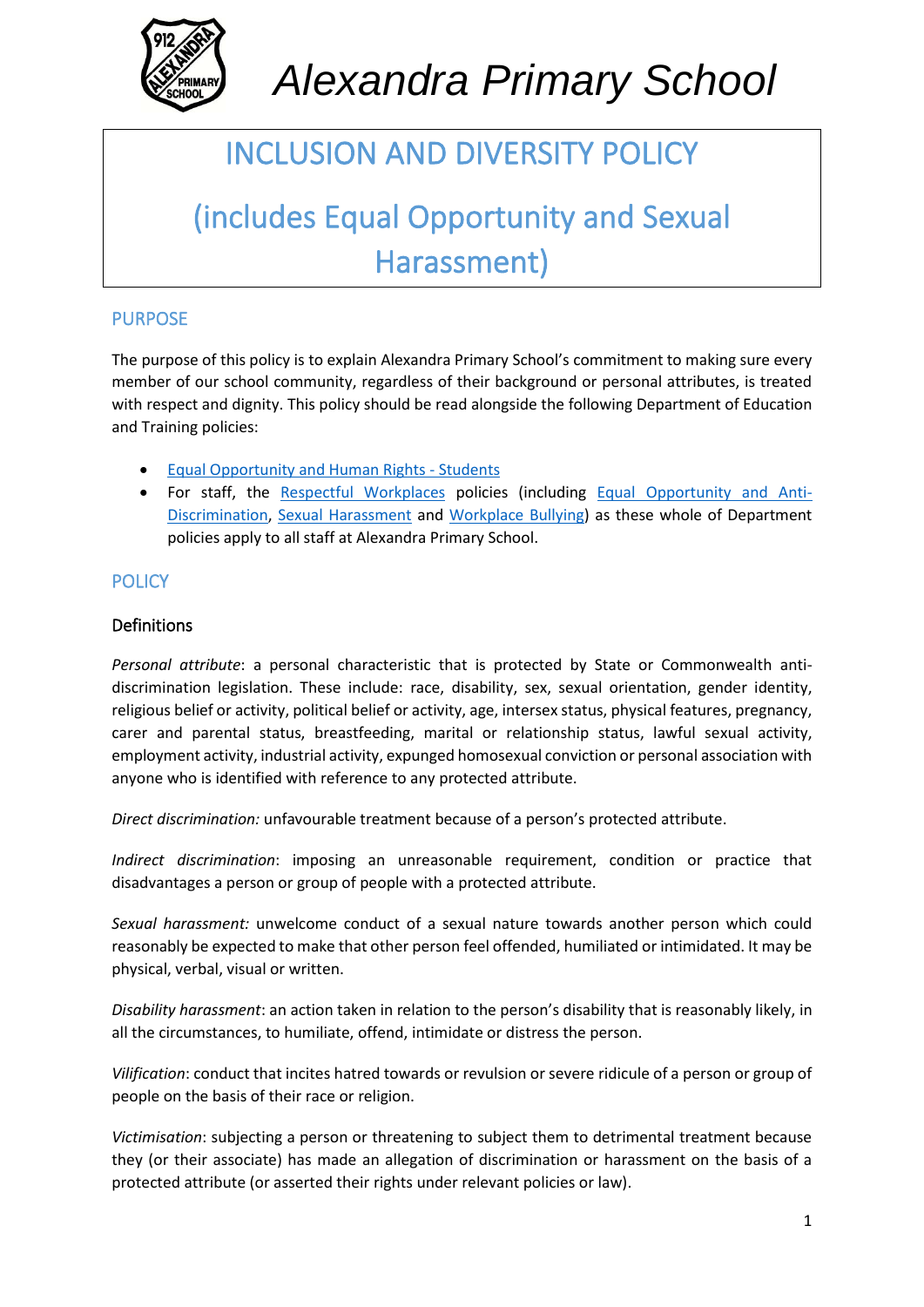# Alexandra Primary School

# INCLUSION AND DIVERSITY POLICY

# (includes Equal Opportunity and Sexual Harassment)

## PURPOSE

The purpose of this policy is to explain Alexandra Primary School's commitment to making sure every member of our school community, regardless of their background or personal attributes, is treated with respect and dignity. This policy should be read alongside the following Department of Education and Training policies:

- Equal Opportunity and Human Rights - Students
- For staff, the Respectful Workplaces policies (including Equal Opportunity and Anti-Discrimination, Sexual Harassment and Workplace Bullying) as these whole of Department policies apply to all staff at Alexandra Primary School.

## POLICY

### Definitions

*Personal attribute*: a personal characteristic that is protected by State or Commonwealth anti-discrimination legislation. These include: race, disability, sex, sexual orientation, gender identity, religious belief or activity, political belief or activity, age, intersex status, physical features, pregnancy, carer and parental status, breastfeeding, marital or relationship status, lawful sexual activity, employment activity, industrial activity, expunged homosexual conviction or personal association with anyone who is identified with reference to any protected attribute.

*Direct discrimination:* unfavourable treatment because of a person's protected attribute.

*Indirect discrimination*: imposing an unreasonable requirement, condition or practice that disadvantages a person or group of people with a protected attribute.

*Sexual harassment:* unwelcome conduct of a sexual nature towards another person which could reasonably be expected to make that other person feel offended, humiliated or intimidated. It may be physical, verbal, visual or written.

*Disability harassment*: an action taken in relation to the person's disability that is reasonably likely, in all the circumstances, to humiliate, offend, intimidate or distress the person.

*Vilification*: conduct that incites hatred towards or revulsion or severe ridicule of a person or group of people on the basis of their race or religion.

*Victimisation*: subjecting a person or threatening to subject them to detrimental treatment because they (or their associate) has made an allegation of discrimination or harassment on the basis of a protected attribute (or asserted their rights under relevant policies or law).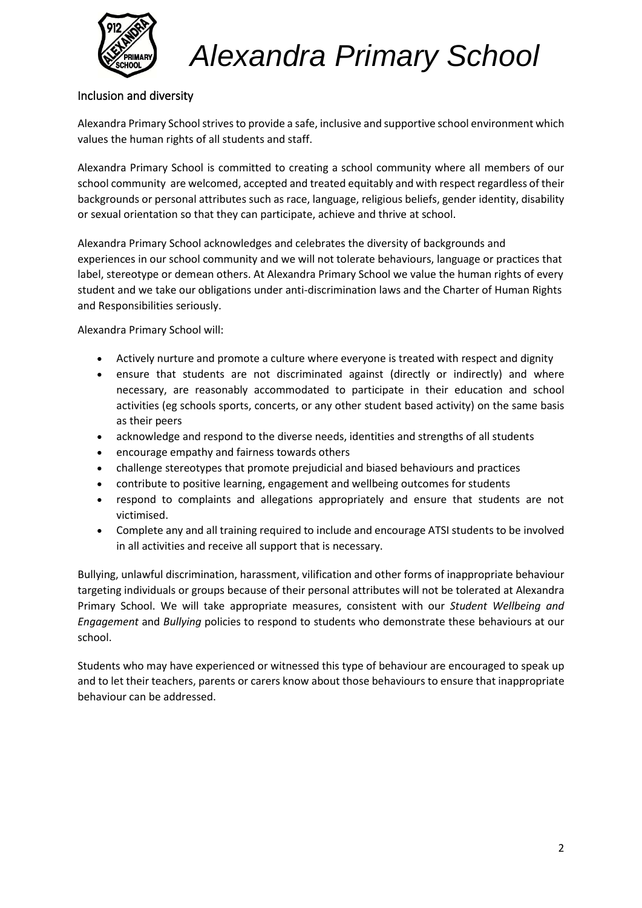Alexandra Primary School

## Inclusion and diversity

Alexandra Primary School strives to provide a safe, inclusive and supportive school environment which values the human rights of all students and staff.

Alexandra Primary School is committed to creating a school community where all members of our school community are welcomed, accepted and treated equitably and with respect regardless of their backgrounds or personal attributes such as race, language, religious beliefs, gender identity, disability or sexual orientation so that they can participate, achieve and thrive at school.

Alexandra Primary School acknowledges and celebrates the diversity of backgrounds and experiences in our school community and we will not tolerate behaviours, language or practices that label, stereotype or demean others. At Alexandra Primary School we value the human rights of every student and we take our obligations under anti-discrimination laws and the Charter of Human Rights and Responsibilities seriously.

Alexandra Primary School will:

- Actively nurture and promote a culture where everyone is treated with respect and dignity
- ensure that students are not discriminated against (directly or indirectly) and where necessary, are reasonably accommodated to participate in their education and school activities (eg schools sports, concerts, or any other student based activity) on the same basis as their peers
- acknowledge and respond to the diverse needs, identities and strengths of all students
- encourage empathy and fairness towards others
- challenge stereotypes that promote prejudicial and biased behaviours and practices
- contribute to positive learning, engagement and wellbeing outcomes for students
- respond to complaints and allegations appropriately and ensure that students are not victimised.
- Complete any and all training required to include and encourage ATSI students to be involved in all activities and receive all support that is necessary.

Bullying, unlawful discrimination, harassment, vilification and other forms of inappropriate behaviour targeting individuals or groups because of their personal attributes will not be tolerated at Alexandra Primary School. We will take appropriate measures, consistent with our *Student Wellbeing and Engagement* and *Bullying* policies to respond to students who demonstrate these behaviours at our school.

Students who may have experienced or witnessed this type of behaviour are encouraged to speak up and to let their teachers, parents or carers know about those behaviours to ensure that inappropriate behaviour can be addressed.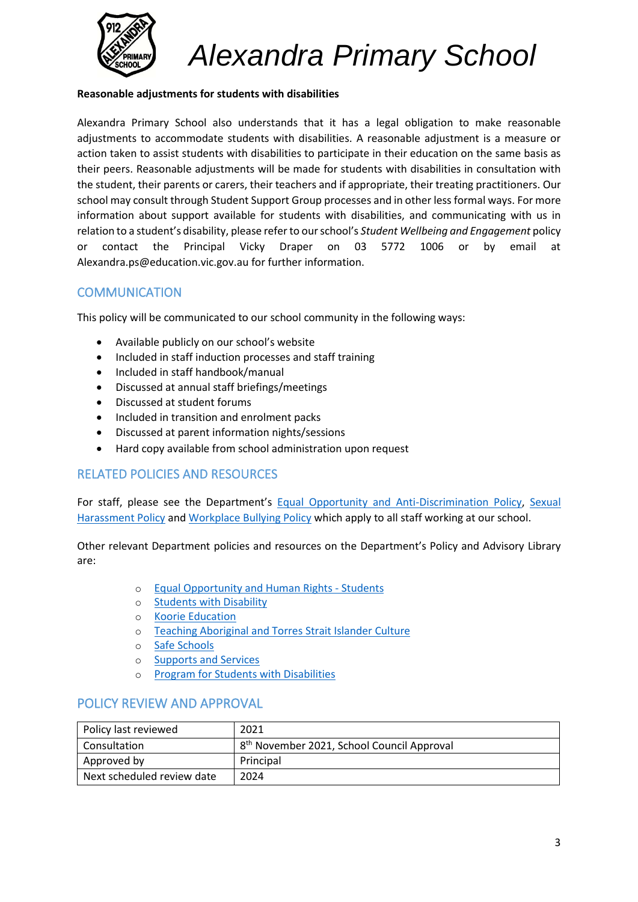**Reasonable adjustments for students with disabilities**

Alexandra Primary School also understands that it has a legal obligation to make reasonable adjustments to accommodate students with disabilities. A reasonable adjustment is a measure or action taken to assist students with disabilities to participate in their education on the same basis as their peers. Reasonable adjustments will be made for students with disabilities in consultation with the student, their parents or carers, their teachers and if appropriate, their treating practitioners. Our school may consult through Student Support Group processes and in other less formal ways. For more information about support available for students with disabilities, and communicating with us in relation to a student's disability, please refer to our school's *Student Wellbeing and Engagement* policy or contact the Principal Vicky Draper on 03 5772 1006 or by email at Alexandra.ps@education.vic.gov.au for further information.

## COMMUNICATION

This policy will be communicated to our school community in the following ways:

- Available publicly on our school's website
- Included in staff induction processes and staff training
- Included in staff handbook/manual
- Discussed at annual staff briefings/meetings
- Discussed at student forums
- Included in transition and enrolment packs
- Discussed at parent information nights/sessions
- Hard copy available from school administration upon request

## RELATED POLICIES AND RESOURCES

For staff, please see the Department's Equal Opportunity and Anti-Discrimination Policy, Sexual Harassment Policy and Workplace Bullying Policy which apply to all staff working at our school.

Other relevant Department policies and resources on the Department's Policy and Advisory Library are:

- Equal Opportunity and Human Rights - Students
- Students with Disability
- Koorie Education
- Teaching Aboriginal and Torres Strait Islander Culture
- Safe Schools
- Supports and Services
- Program for Students with Disabilities

## POLICY REVIEW AND APPROVAL

| | |
|---|---|
| Policy last reviewed | 2021 |
| Consultation | 8th November 2021, School Council Approval |
| Approved by | Principal |
| Next scheduled review date | 2024 |